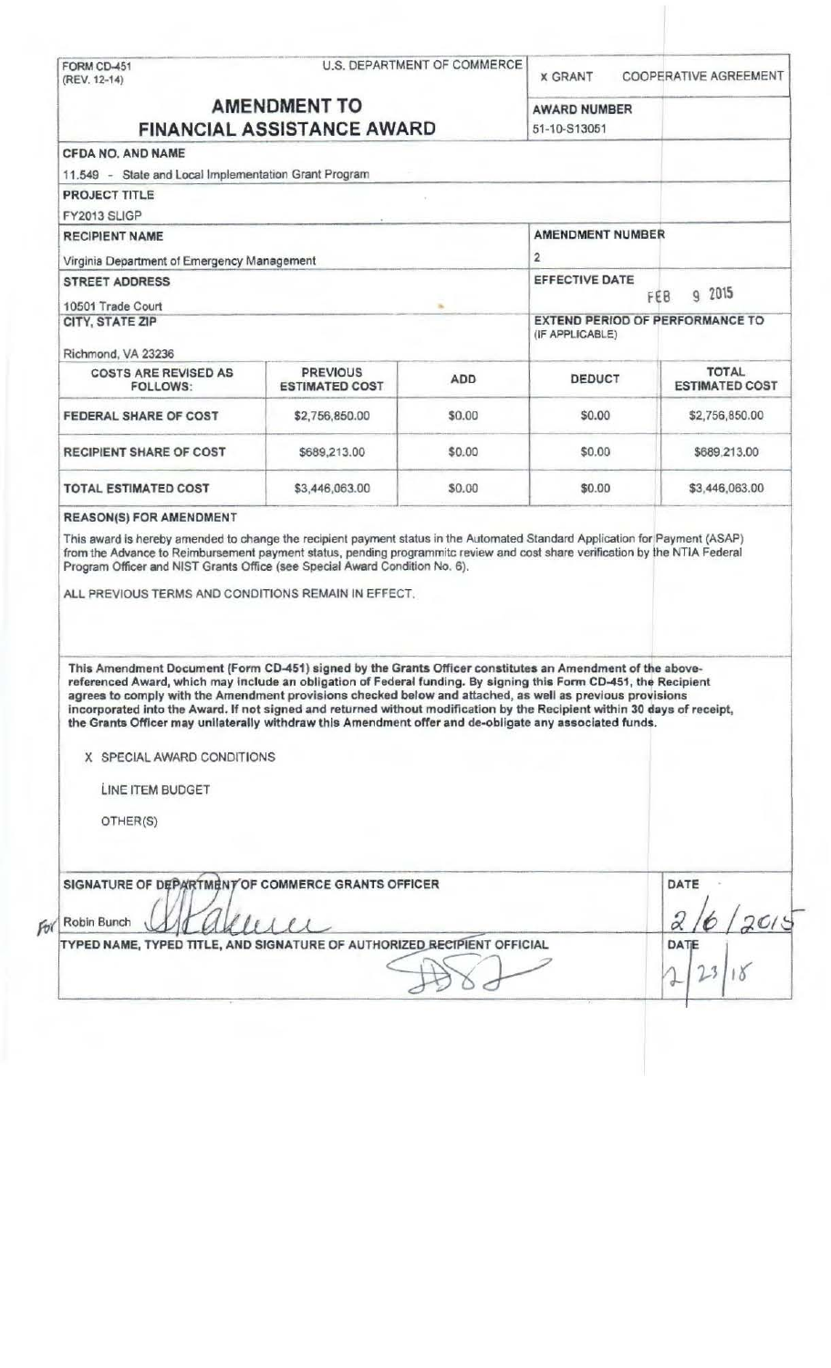FORM CD-451
(REV. 12-14)

U.S. DEPARTMENT OF COMMERCE

X GRANT    COOPERATIVE AGREEMENT

# AMENDMENT TO FINANCIAL ASSISTANCE AWARD

**AWARD NUMBER**
51-10-S13051

**CFDA NO. AND NAME**
11.549 - State and Local Implementation Grant Program

**PROJECT TITLE**
FY2013 SLIGP

**RECIPIENT NAME**
Virginia Department of Emergency Management

**AMENDMENT NUMBER**
2

**STREET ADDRESS**
10501 Trade Court

**EFFECTIVE DATE**
FEB 9 2015

**CITY, STATE ZIP**
Richmond, VA 23236

**EXTEND PERIOD OF PERFORMANCE TO** (IF APPLICABLE)

| COSTS ARE REVISED AS FOLLOWS: | PREVIOUS ESTIMATED COST | ADD | DEDUCT | TOTAL ESTIMATED COST |
|---|---|---|---|---|
| FEDERAL SHARE OF COST | $2,756,850.00 | $0.00 | $0.00 | $2,756,850.00 |
| RECIPIENT SHARE OF COST | $689,213.00 | $0.00 | $0.00 | $689,213.00 |
| TOTAL ESTIMATED COST | $3,446,063.00 | $0.00 | $0.00 | $3,446,063.00 |

**REASON(S) FOR AMENDMENT**

This award is hereby amended to change the recipient payment status in the Automated Standard Application for Payment (ASAP) from the Advance to Reimbursement payment status, pending programmitc review and cost share verification by the NTIA Federal Program Officer and NIST Grants Office (see Special Award Condition No. 6).

ALL PREVIOUS TERMS AND CONDITIONS REMAIN IN EFFECT.

**This Amendment Document (Form CD-451) signed by the Grants Officer constitutes an Amendment of the above-referenced Award, which may include an obligation of Federal funding. By signing this Form CD-451, the Recipient agrees to comply with the Amendment provisions checked below and attached, as well as previous provisions incorporated into the Award. If not signed and returned without modification by the Recipient within 30 days of receipt, the Grants Officer may unilaterally withdraw this Amendment offer and de-obligate any associated funds.**

X SPECIAL AWARD CONDITIONS

LINE ITEM BUDGET

OTHER(S)

**SIGNATURE OF DEPARTMENT OF COMMERCE GRANTS OFFICER**
For Robin Bunch

**DATE**
2/6/2015

**TYPED NAME, TYPED TITLE, AND SIGNATURE OF AUTHORIZED RECIPIENT OFFICIAL**

**DATE**
2/23/18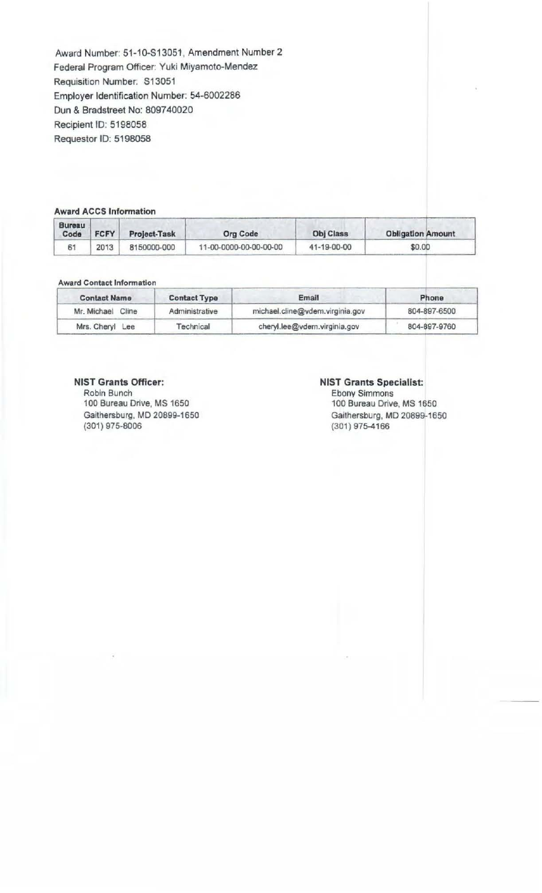Award Number: 51-10-S13051, Amendment Number 2
Federal Program Officer: Yuki Miyamoto-Mendez
Requisition Number: S13051
Employer Identification Number: 54-6002286
Dun & Bradstreet No: 809740020
Recipient ID: 5198058
Requestor ID: 5198058

**Award ACCS Information**

| Bureau Code | FCFY | Project-Task | Org Code | Obj Class | Obligation Amount |
|---|---|---|---|---|---|
| 61 | 2013 | 8150000-000 | 11-00-0000-00-00-00-00 | 41-19-00-00 | $0.00 |

**Award Contact Information**

| Contact Name | Contact Type | Email | Phone |
|---|---|---|---|
| Mr. Michael Cline | Administrative | michael.cline@vdem.virginia.gov | 804-897-6500 |
| Mrs. Cheryl Lee | Technical | cheryl.lee@vdem.virginia.gov | 804-897-9760 |

**NIST Grants Officer:**
Robin Bunch
100 Bureau Drive, MS 1650
Gaithersburg, MD 20899-1650
(301) 975-8006

**NIST Grants Specialist:**
Ebony Simmons
100 Bureau Drive, MS 1650
Gaithersburg, MD 20899-1650
(301) 975-4166